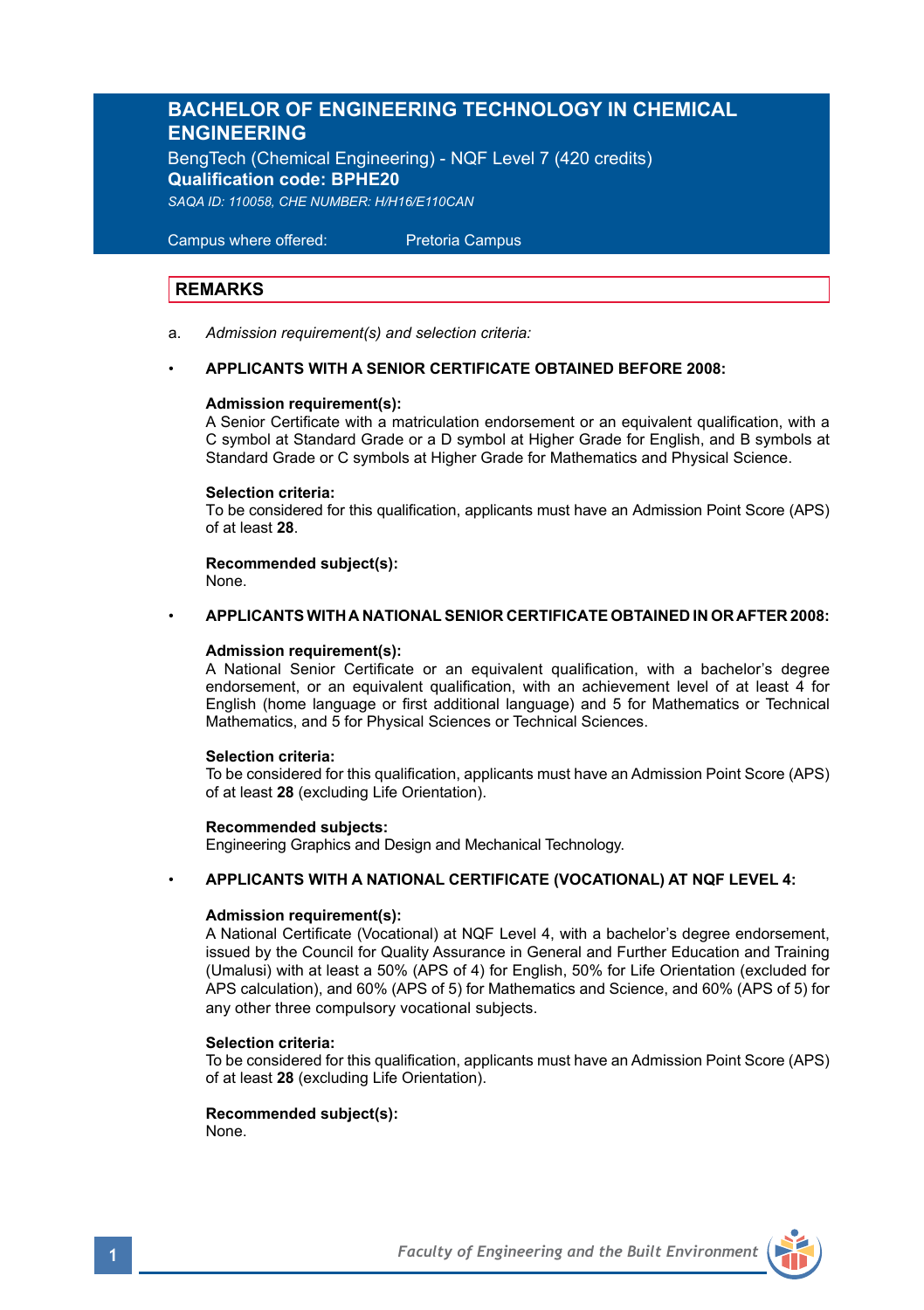# BACHELOR OF ENGINEERING TECHNOLOGY IN CHEMICAL ENGINEERING

BengTech (Chemical Engineering) - NQF Level 7 (420 credits)
**Qualification code: BPHE20**
*SAQA ID: 110058, CHE NUMBER: H/H16/E110CAN*

Campus where offered: Pretoria Campus

## REMARKS

a. *Admission requirement(s) and selection criteria:*

- **APPLICANTS WITH A SENIOR CERTIFICATE OBTAINED BEFORE 2008:**

  **Admission requirement(s):**
  A Senior Certificate with a matriculation endorsement or an equivalent qualification, with a C symbol at Standard Grade or a D symbol at Higher Grade for English, and B symbols at Standard Grade or C symbols at Higher Grade for Mathematics and Physical Science.

  **Selection criteria:**
  To be considered for this qualification, applicants must have an Admission Point Score (APS) of at least **28**.

  **Recommended subject(s):**
  None.

- **APPLICANTS WITH A NATIONAL SENIOR CERTIFICATE OBTAINED IN OR AFTER 2008:**

  **Admission requirement(s):**
  A National Senior Certificate or an equivalent qualification, with a bachelor's degree endorsement, or an equivalent qualification, with an achievement level of at least 4 for English (home language or first additional language) and 5 for Mathematics or Technical Mathematics, and 5 for Physical Sciences or Technical Sciences.

  **Selection criteria:**
  To be considered for this qualification, applicants must have an Admission Point Score (APS) of at least **28** (excluding Life Orientation).

  **Recommended subjects:**
  Engineering Graphics and Design and Mechanical Technology.

- **APPLICANTS WITH A NATIONAL CERTIFICATE (VOCATIONAL) AT NQF LEVEL 4:**

  **Admission requirement(s):**
  A National Certificate (Vocational) at NQF Level 4, with a bachelor's degree endorsement, issued by the Council for Quality Assurance in General and Further Education and Training (Umalusi) with at least a 50% (APS of 4) for English, 50% for Life Orientation (excluded for APS calculation), and 60% (APS of 5) for Mathematics and Science, and 60% (APS of 5) for any other three compulsory vocational subjects.

  **Selection criteria:**
  To be considered for this qualification, applicants must have an Admission Point Score (APS) of at least **28** (excluding Life Orientation).

  **Recommended subject(s):**
  None.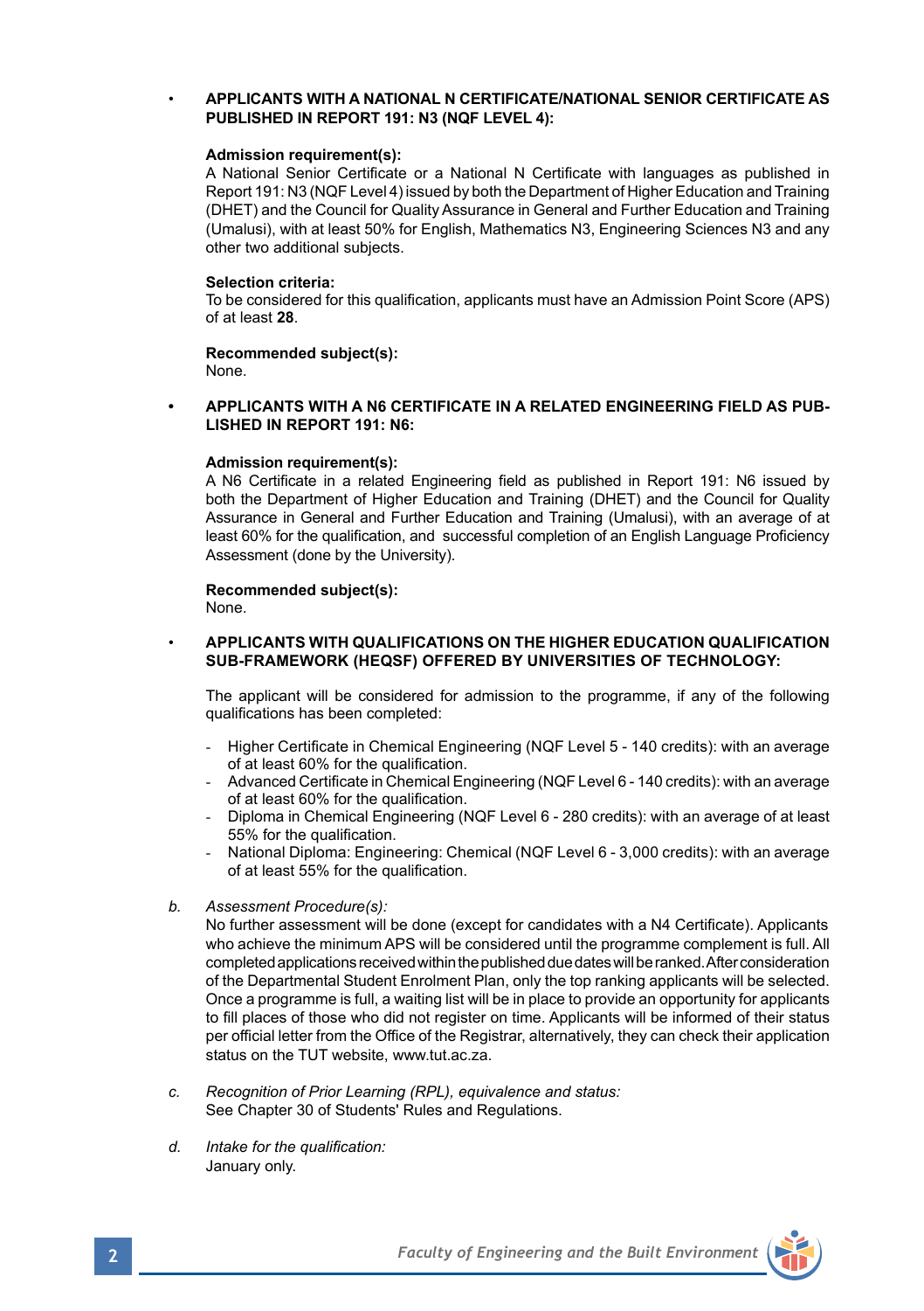- **APPLICANTS WITH A NATIONAL N CERTIFICATE/NATIONAL SENIOR CERTIFICATE AS PUBLISHED IN REPORT 191: N3 (NQF LEVEL 4):**

  **Admission requirement(s):**
  A National Senior Certificate or a National N Certificate with languages as published in Report 191: N3 (NQF Level 4) issued by both the Department of Higher Education and Training (DHET) and the Council for Quality Assurance in General and Further Education and Training (Umalusi), with at least 50% for English, Mathematics N3, Engineering Sciences N3 and any other two additional subjects.

  **Selection criteria:**
  To be considered for this qualification, applicants must have an Admission Point Score (APS) of at least **28**.

  **Recommended subject(s):**
  None.

- **APPLICANTS WITH A N6 CERTIFICATE IN A RELATED ENGINEERING FIELD AS PUBLISHED IN REPORT 191: N6:**

  **Admission requirement(s):**
  A N6 Certificate in a related Engineering field as published in Report 191: N6 issued by both the Department of Higher Education and Training (DHET) and the Council for Quality Assurance in General and Further Education and Training (Umalusi), with an average of at least 60% for the qualification, and successful completion of an English Language Proficiency Assessment (done by the University).

  **Recommended subject(s):**
  None.

- **APPLICANTS WITH QUALIFICATIONS ON THE HIGHER EDUCATION QUALIFICATION SUB-FRAMEWORK (HEQSF) OFFERED BY UNIVERSITIES OF TECHNOLOGY:**

  The applicant will be considered for admission to the programme, if any of the following qualifications has been completed:

  - Higher Certificate in Chemical Engineering (NQF Level 5 - 140 credits): with an average of at least 60% for the qualification.
  - Advanced Certificate in Chemical Engineering (NQF Level 6 - 140 credits): with an average of at least 60% for the qualification.
  - Diploma in Chemical Engineering (NQF Level 6 - 280 credits): with an average of at least 55% for the qualification.
  - National Diploma: Engineering: Chemical (NQF Level 6 - 3,000 credits): with an average of at least 55% for the qualification.

b. *Assessment Procedure(s):*
No further assessment will be done (except for candidates with a N4 Certificate). Applicants who achieve the minimum APS will be considered until the programme complement is full. All completed applications received within the published due dates will be ranked. After consideration of the Departmental Student Enrolment Plan, only the top ranking applicants will be selected. Once a programme is full, a waiting list will be in place to provide an opportunity for applicants to fill places of those who did not register on time. Applicants will be informed of their status per official letter from the Office of the Registrar, alternatively, they can check their application status on the TUT website, www.tut.ac.za.

c. *Recognition of Prior Learning (RPL), equivalence and status:*
See Chapter 30 of Students' Rules and Regulations.

d. *Intake for the qualification:*
January only.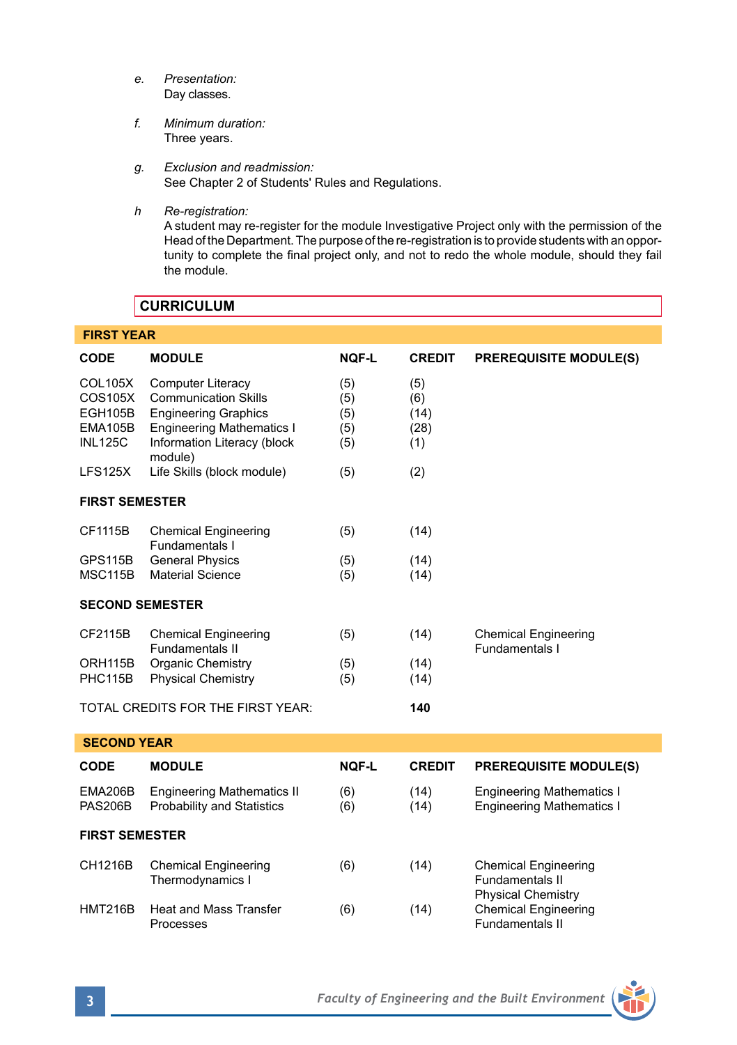*e.* *Presentation:*
Day classes.

*f.* *Minimum duration:*
Three years.

*g.* *Exclusion and readmission:*
See Chapter 2 of Students' Rules and Regulations.

*h* *Re-registration:*
A student may re-register for the module Investigative Project only with the permission of the Head of the Department. The purpose of the re-registration is to provide students with an opportunity to complete the final project only, and not to redo the whole module, should they fail the module.

## CURRICULUM

### FIRST YEAR

| CODE | MODULE | NQF-L | CREDIT | PREREQUISITE MODULE(S) |
|---|---|---|---|---|
| COL105X | Computer Literacy | (5) | (5) | |
| COS105X | Communication Skills | (5) | (6) | |
| EGH105B | Engineering Graphics | (5) | (14) | |
| EMA105B | Engineering Mathematics I | (5) | (28) | |
| INL125C | Information Literacy (block module) | (5) | (1) | |
| LFS125X | Life Skills (block module) | (5) | (2) | |
| **FIRST SEMESTER** | | | | |
| CF1115B | Chemical Engineering Fundamentals I | (5) | (14) | |
| GPS115B | General Physics | (5) | (14) | |
| MSC115B | Material Science | (5) | (14) | |
| **SECOND SEMESTER** | | | | |
| CF2115B | Chemical Engineering Fundamentals II | (5) | (14) | Chemical Engineering Fundamentals I |
| ORH115B | Organic Chemistry | (5) | (14) | |
| PHC115B | Physical Chemistry | (5) | (14) | |
| TOTAL CREDITS FOR THE FIRST YEAR: | | | **140** | |

### SECOND YEAR

| CODE | MODULE | NQF-L | CREDIT | PREREQUISITE MODULE(S) |
|---|---|---|---|---|
| EMA206B | Engineering Mathematics II | (6) | (14) | Engineering Mathematics I |
| PAS206B | Probability and Statistics | (6) | (14) | Engineering Mathematics I |
| **FIRST SEMESTER** | | | | |
| CH1216B | Chemical Engineering Thermodynamics I | (6) | (14) | Chemical Engineering Fundamentals II<br>Physical Chemistry |
| HMT216B | Heat and Mass Transfer Processes | (6) | (14) | Chemical Engineering Fundamentals II |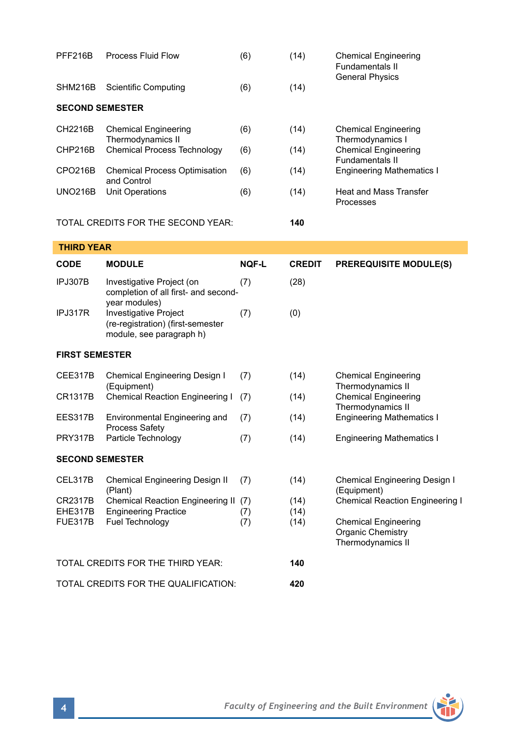| CODE | MODULE | NQF-L | CREDIT | PREREQUISITE MODULE(S) |
|---|---|---|---|---|
| PFF216B | Process Fluid Flow | (6) | (14) | Chemical Engineering Fundamentals II<br>General Physics |
| SHM216B | Scientific Computing | (6) | (14) | |
| **SECOND SEMESTER** | | | | |
| CH2216B | Chemical Engineering Thermodynamics II | (6) | (14) | Chemical Engineering Thermodynamics I |
| CHP216B | Chemical Process Technology | (6) | (14) | Chemical Engineering Fundamentals II |
| CPO216B | Chemical Process Optimisation and Control | (6) | (14) | Engineering Mathematics I |
| UNO216B | Unit Operations | (6) | (14) | Heat and Mass Transfer Processes |
| TOTAL CREDITS FOR THE SECOND YEAR: | | | **140** | |

## THIRD YEAR

| CODE | MODULE | NQF-L | CREDIT | PREREQUISITE MODULE(S) |
|---|---|---|---|---|
| IPJ307B | Investigative Project (on completion of all first- and second-year modules) | (7) | (28) | |
| IPJ317R | Investigative Project (re-registration) (first-semester module, see paragraph h) | (7) | (0) | |
| **FIRST SEMESTER** | | | | |
| CEE317B | Chemical Engineering Design I (Equipment) | (7) | (14) | Chemical Engineering Thermodynamics II |
| CR1317B | Chemical Reaction Engineering I | (7) | (14) | Chemical Engineering Thermodynamics II |
| EES317B | Environmental Engineering and Process Safety | (7) | (14) | Engineering Mathematics I |
| PRY317B | Particle Technology | (7) | (14) | Engineering Mathematics I |
| **SECOND SEMESTER** | | | | |
| CEL317B | Chemical Engineering Design II (Plant) | (7) | (14) | Chemical Engineering Design I (Equipment) |
| CR2317B | Chemical Reaction Engineering II | (7) | (14) | Chemical Reaction Engineering I |
| EHE317B | Engineering Practice | (7) | (14) | |
| FUE317B | Fuel Technology | (7) | (14) | Chemical Engineering Organic Chemistry<br>Thermodynamics II |
| TOTAL CREDITS FOR THE THIRD YEAR: | | | **140** | |
| TOTAL CREDITS FOR THE QUALIFICATION: | | | **420** | |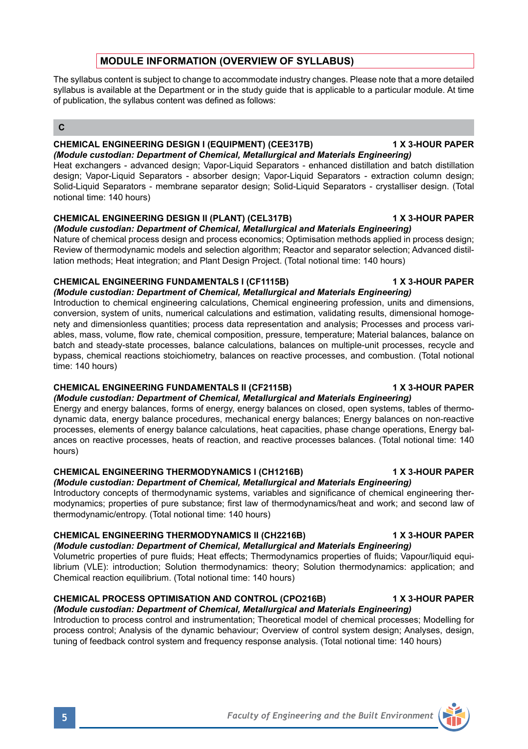## MODULE INFORMATION (OVERVIEW OF SYLLABUS)

The syllabus content is subject to change to accommodate industry changes. Please note that a more detailed syllabus is available at the Department or in the study guide that is applicable to a particular module. At time of publication, the syllabus content was defined as follows:

### C

**CHEMICAL ENGINEERING DESIGN I (EQUIPMENT) (CEE317B) — 1 X 3-HOUR PAPER**
***(Module custodian: Department of Chemical, Metallurgical and Materials Engineering)***
Heat exchangers - advanced design; Vapor-Liquid Separators - enhanced distillation and batch distillation design; Vapor-Liquid Separators - absorber design; Vapor-Liquid Separators - extraction column design; Solid-Liquid Separators - membrane separator design; Solid-Liquid Separators - crystalliser design. (Total notional time: 140 hours)

**CHEMICAL ENGINEERING DESIGN II (PLANT) (CEL317B) — 1 X 3-HOUR PAPER**
***(Module custodian: Department of Chemical, Metallurgical and Materials Engineering)***
Nature of chemical process design and process economics; Optimisation methods applied in process design; Review of thermodynamic models and selection algorithm; Reactor and separator selection; Advanced distillation methods; Heat integration; and Plant Design Project. (Total notional time: 140 hours)

**CHEMICAL ENGINEERING FUNDAMENTALS I (CF1115B) — 1 X 3-HOUR PAPER**
***(Module custodian: Department of Chemical, Metallurgical and Materials Engineering)***
Introduction to chemical engineering calculations, Chemical engineering profession, units and dimensions, conversion, system of units, numerical calculations and estimation, validating results, dimensional homogenety and dimensionless quantities; process data representation and analysis; Processes and process variables, mass, volume, flow rate, chemical composition, pressure, temperature; Material balances, balance on batch and steady-state processes, balance calculations, balances on multiple-unit processes, recycle and bypass, chemical reactions stoichiometry, balances on reactive processes, and combustion. (Total notional time: 140 hours)

**CHEMICAL ENGINEERING FUNDAMENTALS II (CF2115B) — 1 X 3-HOUR PAPER**
***(Module custodian: Department of Chemical, Metallurgical and Materials Engineering)***
Energy and energy balances, forms of energy, energy balances on closed, open systems, tables of thermodynamic data, energy balance procedures, mechanical energy balances; Energy balances on non-reactive processes, elements of energy balance calculations, heat capacities, phase change operations, Energy balances on reactive processes, heats of reaction, and reactive processes balances. (Total notional time: 140 hours)

**CHEMICAL ENGINEERING THERMODYNAMICS I (CH1216B) — 1 X 3-HOUR PAPER**
***(Module custodian: Department of Chemical, Metallurgical and Materials Engineering)***
Introductory concepts of thermodynamic systems, variables and significance of chemical engineering thermodynamics; properties of pure substance; first law of thermodynamics/heat and work; and second law of thermodynamic/entropy. (Total notional time: 140 hours)

**CHEMICAL ENGINEERING THERMODYNAMICS II (CH2216B) — 1 X 3-HOUR PAPER**
***(Module custodian: Department of Chemical, Metallurgical and Materials Engineering)***
Volumetric properties of pure fluids; Heat effects; Thermodynamics properties of fluids; Vapour/liquid equilibrium (VLE): introduction; Solution thermodynamics: theory; Solution thermodynamics: application; and Chemical reaction equilibrium. (Total notional time: 140 hours)

**CHEMICAL PROCESS OPTIMISATION AND CONTROL (CPO216B) — 1 X 3-HOUR PAPER**
***(Module custodian: Department of Chemical, Metallurgical and Materials Engineering)***
Introduction to process control and instrumentation; Theoretical model of chemical processes; Modelling for process control; Analysis of the dynamic behaviour; Overview of control system design; Analyses, design, tuning of feedback control system and frequency response analysis. (Total notional time: 140 hours)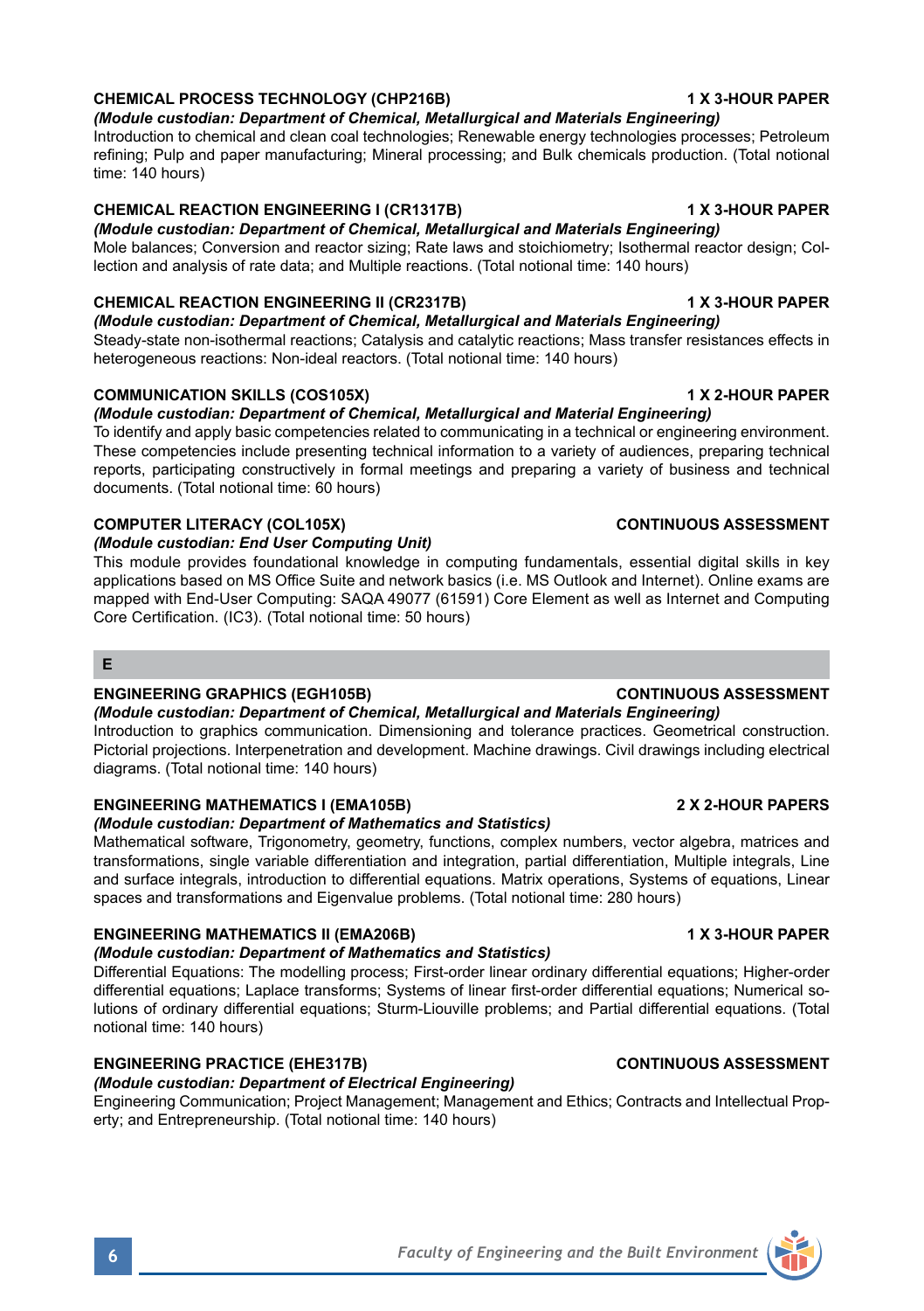**CHEMICAL PROCESS TECHNOLOGY (CHP216B) — 1 X 3-HOUR PAPER**

*(Module custodian: Department of Chemical, Metallurgical and Materials Engineering)*

Introduction to chemical and clean coal technologies; Renewable energy technologies processes; Petroleum refining; Pulp and paper manufacturing; Mineral processing; and Bulk chemicals production. (Total notional time: 140 hours)

**CHEMICAL REACTION ENGINEERING I (CR1317B) — 1 X 3-HOUR PAPER**

*(Module custodian: Department of Chemical, Metallurgical and Materials Engineering)*

Mole balances; Conversion and reactor sizing; Rate laws and stoichiometry; Isothermal reactor design; Collection and analysis of rate data; and Multiple reactions. (Total notional time: 140 hours)

**CHEMICAL REACTION ENGINEERING II (CR2317B) — 1 X 3-HOUR PAPER**

*(Module custodian: Department of Chemical, Metallurgical and Materials Engineering)*

Steady-state non-isothermal reactions; Catalysis and catalytic reactions; Mass transfer resistances effects in heterogeneous reactions: Non-ideal reactors. (Total notional time: 140 hours)

**COMMUNICATION SKILLS (COS105X) — 1 X 2-HOUR PAPER**

*(Module custodian: Department of Chemical, Metallurgical and Material Engineering)*

To identify and apply basic competencies related to communicating in a technical or engineering environment. These competencies include presenting technical information to a variety of audiences, preparing technical reports, participating constructively in formal meetings and preparing a variety of business and technical documents. (Total notional time: 60 hours)

**COMPUTER LITERACY (COL105X) — CONTINUOUS ASSESSMENT**

*(Module custodian: End User Computing Unit)*

This module provides foundational knowledge in computing fundamentals, essential digital skills in key applications based on MS Office Suite and network basics (i.e. MS Outlook and Internet). Online exams are mapped with End-User Computing: SAQA 49077 (61591) Core Element as well as Internet and Computing Core Certification. (IC3). (Total notional time: 50 hours)

## E

**ENGINEERING GRAPHICS (EGH105B) — CONTINUOUS ASSESSMENT**

*(Module custodian: Department of Chemical, Metallurgical and Materials Engineering)*

Introduction to graphics communication. Dimensioning and tolerance practices. Geometrical construction. Pictorial projections. Interpenetration and development. Machine drawings. Civil drawings including electrical diagrams. (Total notional time: 140 hours)

**ENGINEERING MATHEMATICS I (EMA105B) — 2 X 2-HOUR PAPERS**

*(Module custodian: Department of Mathematics and Statistics)*

Mathematical software, Trigonometry, geometry, functions, complex numbers, vector algebra, matrices and transformations, single variable differentiation and integration, partial differentiation, Multiple integrals, Line and surface integrals, introduction to differential equations. Matrix operations, Systems of equations, Linear spaces and transformations and Eigenvalue problems. (Total notional time: 280 hours)

**ENGINEERING MATHEMATICS II (EMA206B) — 1 X 3-HOUR PAPER**

*(Module custodian: Department of Mathematics and Statistics)*

Differential Equations: The modelling process; First-order linear ordinary differential equations; Higher-order differential equations; Laplace transforms; Systems of linear first-order differential equations; Numerical solutions of ordinary differential equations; Sturm-Liouville problems; and Partial differential equations. (Total notional time: 140 hours)

**ENGINEERING PRACTICE (EHE317B) — CONTINUOUS ASSESSMENT**

*(Module custodian: Department of Electrical Engineering)*

Engineering Communication; Project Management; Management and Ethics; Contracts and Intellectual Property; and Entrepreneurship. (Total notional time: 140 hours)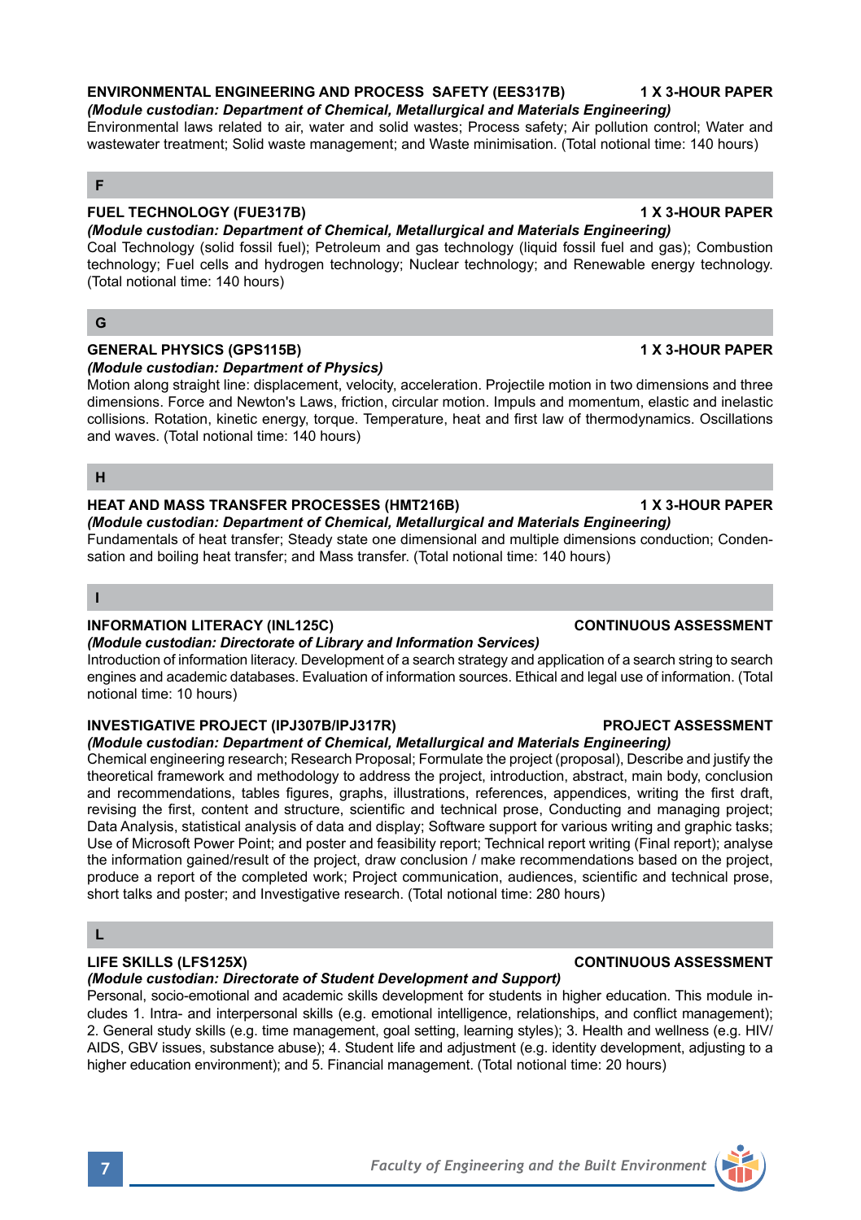**ENVIRONMENTAL ENGINEERING AND PROCESS SAFETY (EES317B) — 1 X 3-HOUR PAPER**

***(Module custodian: Department of Chemical, Metallurgical and Materials Engineering)***

Environmental laws related to air, water and solid wastes; Process safety; Air pollution control; Water and wastewater treatment; Solid waste management; and Waste minimisation. (Total notional time: 140 hours)

## F

**FUEL TECHNOLOGY (FUE317B) — 1 X 3-HOUR PAPER**

***(Module custodian: Department of Chemical, Metallurgical and Materials Engineering)***

Coal Technology (solid fossil fuel); Petroleum and gas technology (liquid fossil fuel and gas); Combustion technology; Fuel cells and hydrogen technology; Nuclear technology; and Renewable energy technology. (Total notional time: 140 hours)

## G

**GENERAL PHYSICS (GPS115B) — 1 X 3-HOUR PAPER**

***(Module custodian: Department of Physics)***

Motion along straight line: displacement, velocity, acceleration. Projectile motion in two dimensions and three dimensions. Force and Newton's Laws, friction, circular motion. Impuls and momentum, elastic and inelastic collisions. Rotation, kinetic energy, torque. Temperature, heat and first law of thermodynamics. Oscillations and waves. (Total notional time: 140 hours)

## H

**HEAT AND MASS TRANSFER PROCESSES (HMT216B) — 1 X 3-HOUR PAPER**

***(Module custodian: Department of Chemical, Metallurgical and Materials Engineering)***

Fundamentals of heat transfer; Steady state one dimensional and multiple dimensions conduction; Condensation and boiling heat transfer; and Mass transfer. (Total notional time: 140 hours)

## I

**INFORMATION LITERACY (INL125C) — CONTINUOUS ASSESSMENT**

***(Module custodian: Directorate of Library and Information Services)***

Introduction of information literacy. Development of a search strategy and application of a search string to search engines and academic databases. Evaluation of information sources. Ethical and legal use of information. (Total notional time: 10 hours)

**INVESTIGATIVE PROJECT (IPJ307B/IPJ317R) — PROJECT ASSESSMENT**

***(Module custodian: Department of Chemical, Metallurgical and Materials Engineering)***

Chemical engineering research; Research Proposal; Formulate the project (proposal), Describe and justify the theoretical framework and methodology to address the project, introduction, abstract, main body, conclusion and recommendations, tables figures, graphs, illustrations, references, appendices, writing the first draft, revising the first, content and structure, scientific and technical prose, Conducting and managing project; Data Analysis, statistical analysis of data and display; Software support for various writing and graphic tasks; Use of Microsoft Power Point; and poster and feasibility report; Technical report writing (Final report); analyse the information gained/result of the project, draw conclusion / make recommendations based on the project, produce a report of the completed work; Project communication, audiences, scientific and technical prose, short talks and poster; and Investigative research. (Total notional time: 280 hours)

## L

**LIFE SKILLS (LFS125X) — CONTINUOUS ASSESSMENT**

***(Module custodian: Directorate of Student Development and Support)***

Personal, socio-emotional and academic skills development for students in higher education. This module includes 1. Intra- and interpersonal skills (e.g. emotional intelligence, relationships, and conflict management); 2. General study skills (e.g. time management, goal setting, learning styles); 3. Health and wellness (e.g. HIV/AIDS, GBV issues, substance abuse); 4. Student life and adjustment (e.g. identity development, adjusting to a higher education environment); and 5. Financial management. (Total notional time: 20 hours)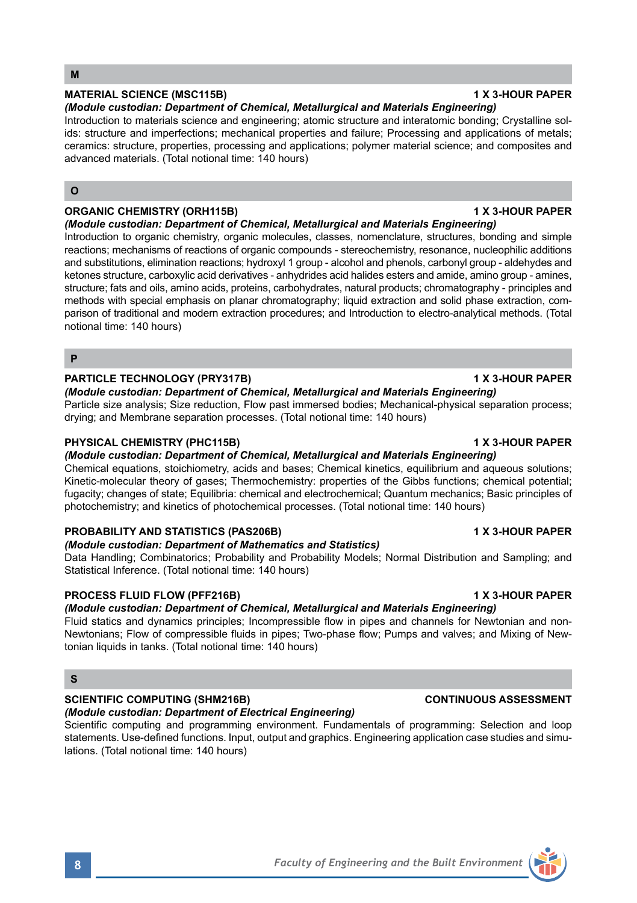## M

### MATERIAL SCIENCE (MSC115B) — 1 X 3-HOUR PAPER

***(Module custodian: Department of Chemical, Metallurgical and Materials Engineering)***

Introduction to materials science and engineering; atomic structure and interatomic bonding; Crystalline solids: structure and imperfections; mechanical properties and failure; Processing and applications of metals; ceramics: structure, properties, processing and applications; polymer material science; and composites and advanced materials. (Total notional time: 140 hours)

## O

### ORGANIC CHEMISTRY (ORH115B) — 1 X 3-HOUR PAPER

***(Module custodian: Department of Chemical, Metallurgical and Materials Engineering)***

Introduction to organic chemistry, organic molecules, classes, nomenclature, structures, bonding and simple reactions; mechanisms of reactions of organic compounds - stereochemistry, resonance, nucleophilic additions and substitutions, elimination reactions; hydroxyl 1 group - alcohol and phenols, carbonyl group - aldehydes and ketones structure, carboxylic acid derivatives - anhydrides acid halides esters and amide, amino group - amines, structure; fats and oils, amino acids, proteins, carbohydrates, natural products; chromatography - principles and methods with special emphasis on planar chromatography; liquid extraction and solid phase extraction, comparison of traditional and modern extraction procedures; and Introduction to electro-analytical methods. (Total notional time: 140 hours)

## P

### PARTICLE TECHNOLOGY (PRY317B) — 1 X 3-HOUR PAPER

***(Module custodian: Department of Chemical, Metallurgical and Materials Engineering)***

Particle size analysis; Size reduction, Flow past immersed bodies; Mechanical-physical separation process; drying; and Membrane separation processes. (Total notional time: 140 hours)

### PHYSICAL CHEMISTRY (PHC115B) — 1 X 3-HOUR PAPER

***(Module custodian: Department of Chemical, Metallurgical and Materials Engineering)***

Chemical equations, stoichiometry, acids and bases; Chemical kinetics, equilibrium and aqueous solutions; Kinetic-molecular theory of gases; Thermochemistry: properties of the Gibbs functions; chemical potential; fugacity; changes of state; Equilibria: chemical and electrochemical; Quantum mechanics; Basic principles of photochemistry; and kinetics of photochemical processes. (Total notional time: 140 hours)

### PROBABILITY AND STATISTICS (PAS206B) — 1 X 3-HOUR PAPER

***(Module custodian: Department of Mathematics and Statistics)***

Data Handling; Combinatorics; Probability and Probability Models; Normal Distribution and Sampling; and Statistical Inference. (Total notional time: 140 hours)

### PROCESS FLUID FLOW (PFF216B) — 1 X 3-HOUR PAPER

***(Module custodian: Department of Chemical, Metallurgical and Materials Engineering)***

Fluid statics and dynamics principles; Incompressible flow in pipes and channels for Newtonian and non-Newtonians; Flow of compressible fluids in pipes; Two-phase flow; Pumps and valves; and Mixing of Newtonian liquids in tanks. (Total notional time: 140 hours)

## S

### SCIENTIFIC COMPUTING (SHM216B) — CONTINUOUS ASSESSMENT

***(Module custodian: Department of Electrical Engineering)***

Scientific computing and programming environment. Fundamentals of programming: Selection and loop statements. Use-defined functions. Input, output and graphics. Engineering application case studies and simulations. (Total notional time: 140 hours)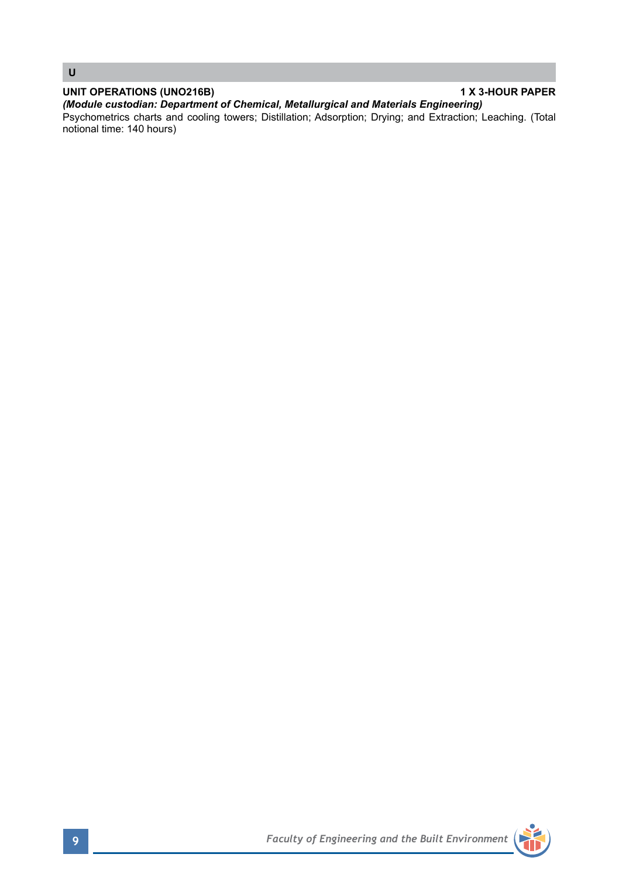## U

**UNIT OPERATIONS (UNO216B)** **1 X 3-HOUR PAPER**

***(Module custodian: Department of Chemical, Metallurgical and Materials Engineering)***

Psychometrics charts and cooling towers; Distillation; Adsorption; Drying; and Extraction; Leaching. (Total notional time: 140 hours)